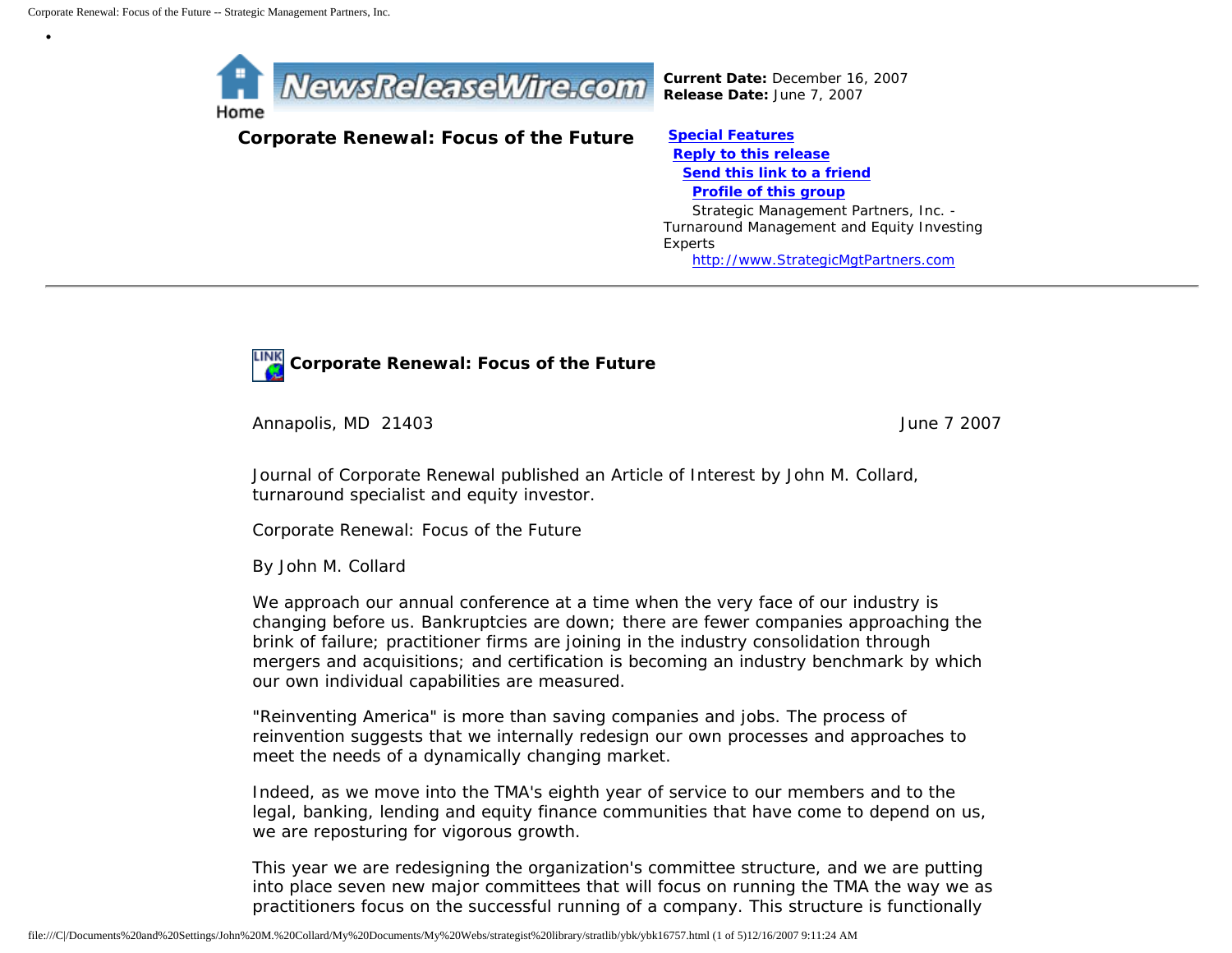**Current Date:** December 16, 2007
**Release Date:** June 7, 2007

# Corporate Renewal: Focus of the Future

**Special Features**
**Reply to this release**
**Send this link to a friend**
**Profile of this group**

Strategic Management Partners, Inc. - Turnaround Management and Equity Investing Experts
http://www.StrategicMgtPartners.com

---

## Corporate Renewal: Focus of the Future

Annapolis, MD 21403 June 7 2007

Journal of Corporate Renewal published an Article of Interest by John M. Collard, turnaround specialist and equity investor.

Corporate Renewal: Focus of the Future

By John M. Collard

We approach our annual conference at a time when the very face of our industry is changing before us. Bankruptcies are down; there are fewer companies approaching the brink of failure; practitioner firms are joining in the industry consolidation through mergers and acquisitions; and certification is becoming an industry benchmark by which our own individual capabilities are measured.

"Reinventing America" is more than saving companies and jobs. The process of reinvention suggests that we internally redesign our own processes and approaches to meet the needs of a dynamically changing market.

Indeed, as we move into the TMA's eighth year of service to our members and to the legal, banking, lending and equity finance communities that have come to depend on us, we are reposturing for vigorous growth.

This year we are redesigning the organization's committee structure, and we are putting into place seven new major committees that will focus on running the TMA the way we as practitioners focus on the successful running of a company. This structure is functionally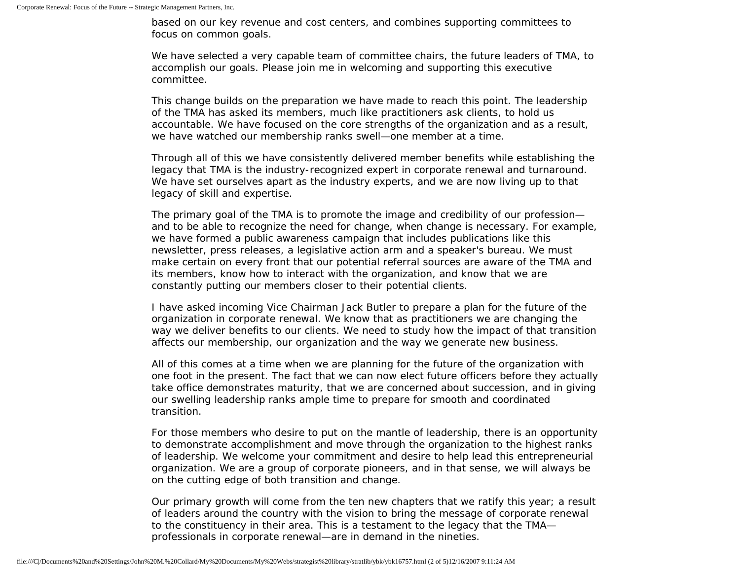based on our key revenue and cost centers, and combines supporting committees to focus on common goals.

We have selected a very capable team of committee chairs, the future leaders of TMA, to accomplish our goals. Please join me in welcoming and supporting this executive committee.

This change builds on the preparation we have made to reach this point. The leadership of the TMA has asked its members, much like practitioners ask clients, to hold us accountable. We have focused on the core strengths of the organization and as a result, we have watched our membership ranks swell—one member at a time.

Through all of this we have consistently delivered member benefits while establishing the legacy that TMA is the industry-recognized expert in corporate renewal and turnaround. We have set ourselves apart as the industry experts, and we are now living up to that legacy of skill and expertise.

The primary goal of the TMA is to promote the image and credibility of our profession—and to be able to recognize the need for change, when change is necessary. For example, we have formed a public awareness campaign that includes publications like this newsletter, press releases, a legislative action arm and a speaker's bureau. We must make certain on every front that our potential referral sources are aware of the TMA and its members, know how to interact with the organization, and know that we are constantly putting our members closer to their potential clients.

I have asked incoming Vice Chairman Jack Butler to prepare a plan for the future of the organization in corporate renewal. We know that as practitioners we are changing the way we deliver benefits to our clients. We need to study how the impact of that transition affects our membership, our organization and the way we generate new business.

All of this comes at a time when we are planning for the future of the organization with one foot in the present. The fact that we can now elect future officers before they actually take office demonstrates maturity, that we are concerned about succession, and in giving our swelling leadership ranks ample time to prepare for smooth and coordinated transition.

For those members who desire to put on the mantle of leadership, there is an opportunity to demonstrate accomplishment and move through the organization to the highest ranks of leadership. We welcome your commitment and desire to help lead this entrepreneurial organization. We are a group of corporate pioneers, and in that sense, we will always be on the cutting edge of both transition and change.

Our primary growth will come from the ten new chapters that we ratify this year; a result of leaders around the country with the vision to bring the message of corporate renewal to the constituency in their area. This is a testament to the legacy that the TMA—professionals in corporate renewal—are in demand in the nineties.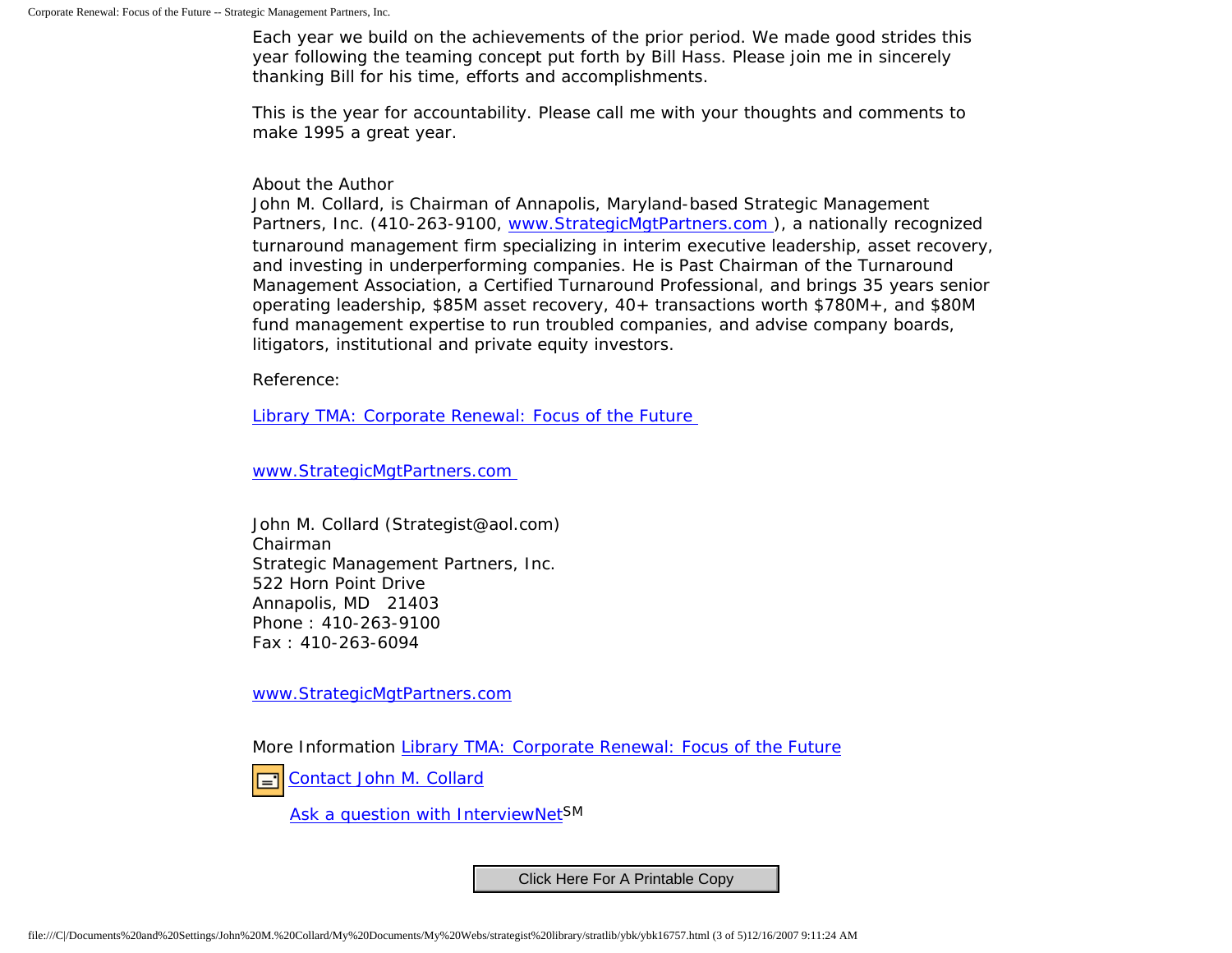Each year we build on the achievements of the prior period. We made good strides this year following the teaming concept put forth by Bill Hass. Please join me in sincerely thanking Bill for his time, efforts and accomplishments.

This is the year for accountability. Please call me with your thoughts and comments to make 1995 a great year.

About the Author
John M. Collard, is Chairman of Annapolis, Maryland-based Strategic Management Partners, Inc. (410-263-9100, [www.StrategicMgtPartners.com](http://www.StrategicMgtPartners.com)), a nationally recognized turnaround management firm specializing in interim executive leadership, asset recovery, and investing in underperforming companies. He is Past Chairman of the Turnaround Management Association, a Certified Turnaround Professional, and brings 35 years senior operating leadership, $85M asset recovery, 40+ transactions worth $780M+, and $80M fund management expertise to run troubled companies, and advise company boards, litigators, institutional and private equity investors.

Reference:

[Library TMA: Corporate Renewal: Focus of the Future](#)

[www.StrategicMgtPartners.com](http://www.StrategicMgtPartners.com)

John M. Collard (Strategist@aol.com)
Chairman
Strategic Management Partners, Inc.
522 Horn Point Drive
Annapolis, MD 21403
Phone : 410-263-9100
Fax : 410-263-6094

[www.StrategicMgtPartners.com](http://www.StrategicMgtPartners.com)

More Information [Library TMA: Corporate Renewal: Focus of the Future](#)

[Contact John M. Collard](#)

[Ask a question with InterviewNet](#)SM

Click Here For A Printable Copy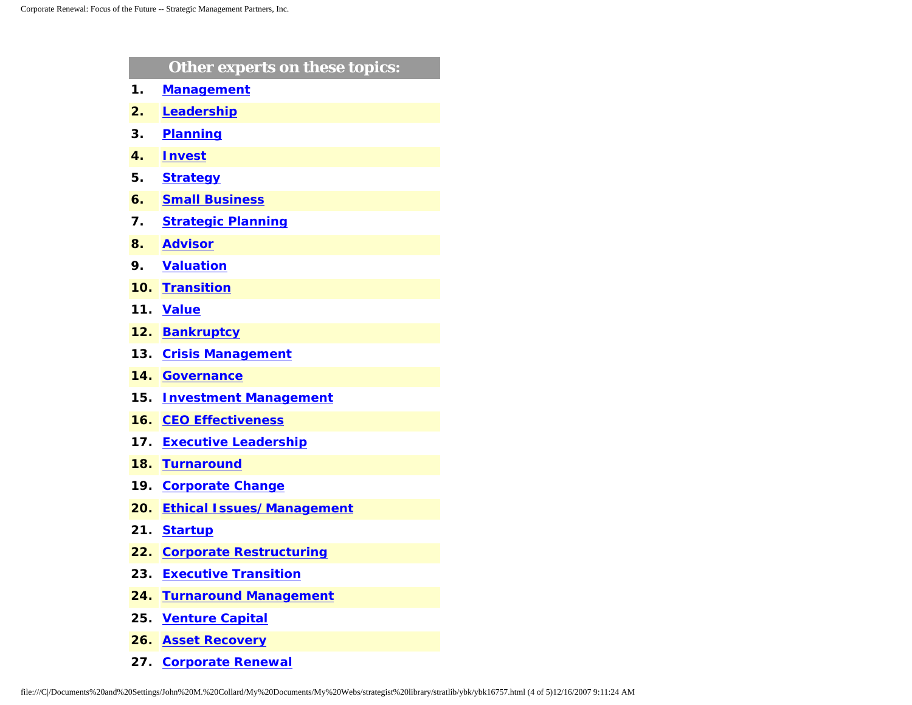## Other experts on these topics:

1. **Management**
2. **Leadership**
3. **Planning**
4. **Invest**
5. **Strategy**
6. **Small Business**
7. **Strategic Planning**
8. **Advisor**
9. **Valuation**
10. **Transition**
11. **Value**
12. **Bankruptcy**
13. **Crisis Management**
14. **Governance**
15. **Investment Management**
16. **CEO Effectiveness**
17. **Executive Leadership**
18. **Turnaround**
19. **Corporate Change**
20. **Ethical Issues/ Management**
21. **Startup**
22. **Corporate Restructuring**
23. **Executive Transition**
24. **Turnaround Management**
25. **Venture Capital**
26. **Asset Recovery**
27. **Corporate Renewal**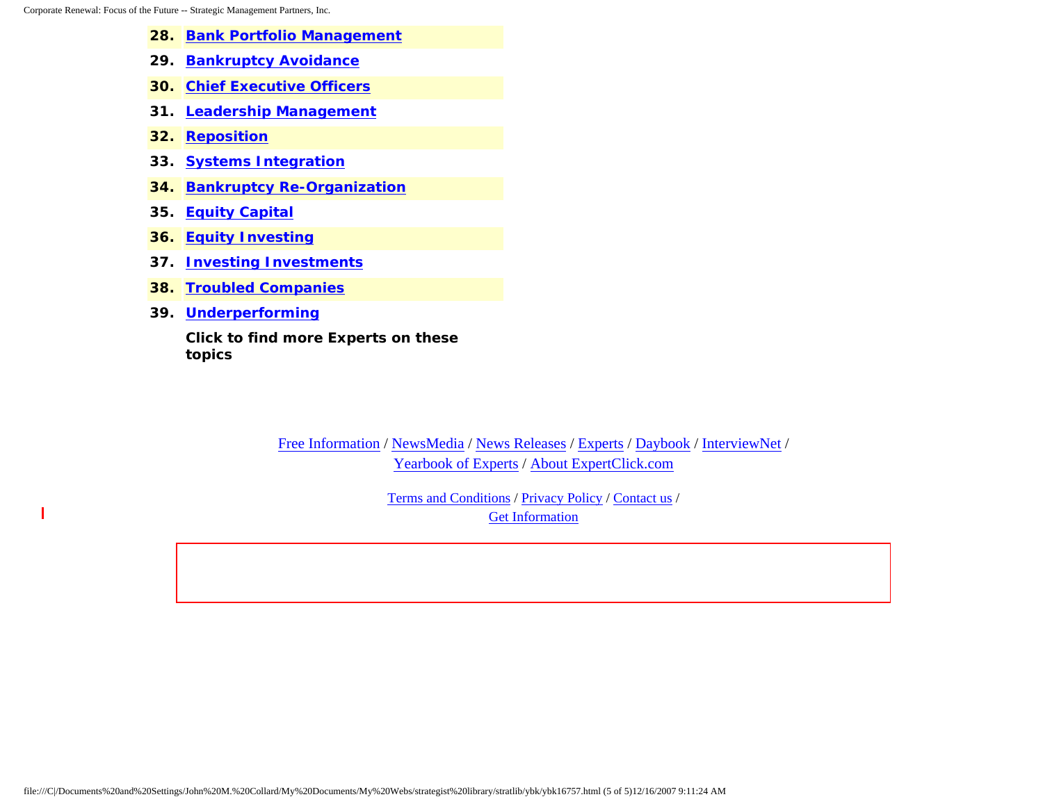28. **Bank Portfolio Management**
29. **Bankruptcy Avoidance**
30. **Chief Executive Officers**
31. **Leadership Management**
32. **Reposition**
33. **Systems Integration**
34. **Bankruptcy Re-Organization**
35. **Equity Capital**
36. **Equity Investing**
37. **Investing Investments**
38. **Troubled Companies**
39. **Underperforming**

**Click to find more Experts on these topics**

Free Information / NewsMedia / News Releases / Experts / Daybook / InterviewNet / Yearbook of Experts / About ExpertClick.com

Terms and Conditions / Privacy Policy / Contact us / Get Information